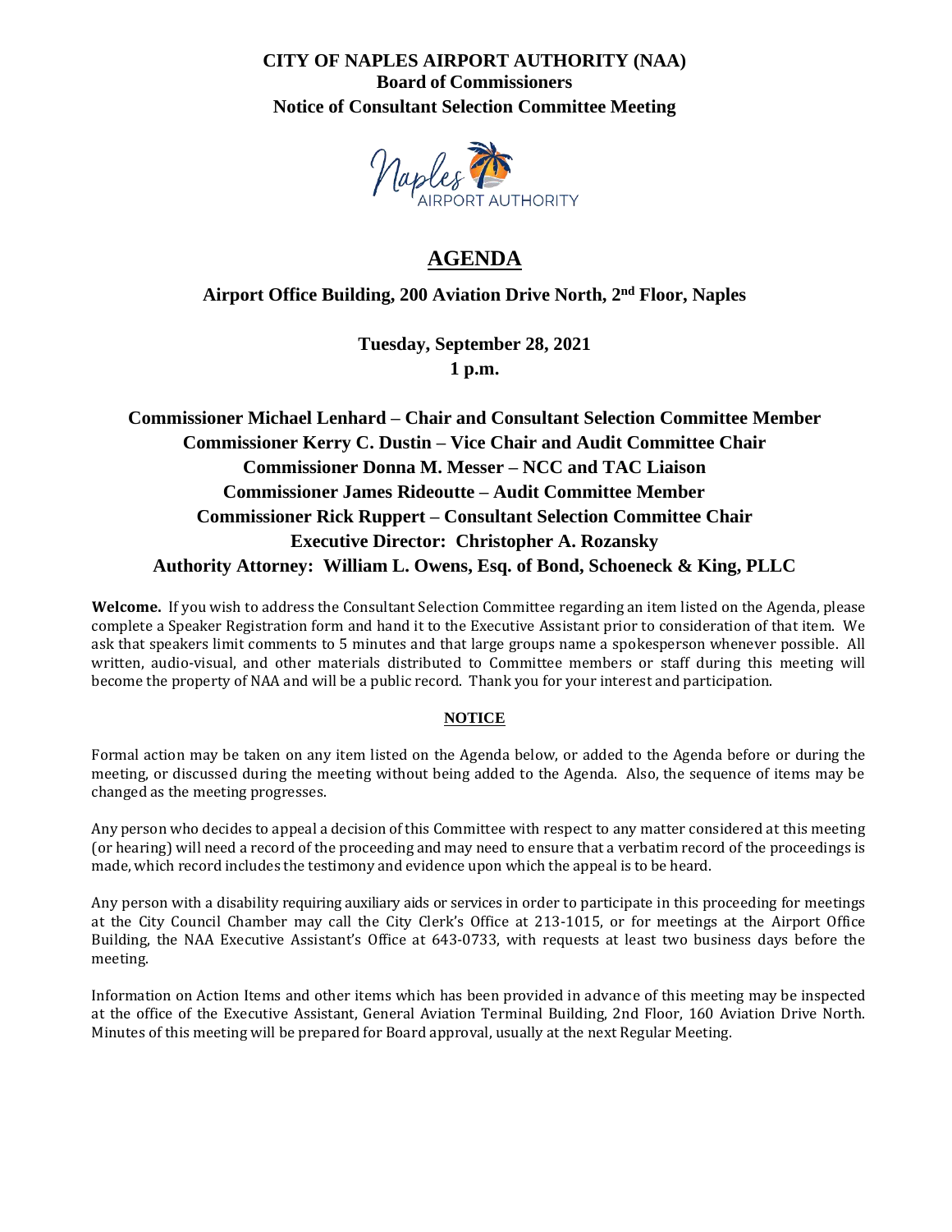**CITY OF NAPLES AIRPORT AUTHORITY (NAA)**
**Board of Commissioners**
**Notice of Consultant Selection Committee Meeting**

# AGENDA

**Airport Office Building, 200 Aviation Drive North, 2nd Floor, Naples**

**Tuesday, September 28, 2021**
**1 p.m.**

**Commissioner Michael Lenhard – Chair and Consultant Selection Committee Member**
**Commissioner Kerry C. Dustin – Vice Chair and Audit Committee Chair**
**Commissioner Donna M. Messer – NCC and TAC Liaison**
**Commissioner James Rideoutte – Audit Committee Member**
**Commissioner Rick Ruppert – Consultant Selection Committee Chair**
**Executive Director: Christopher A. Rozansky**
**Authority Attorney: William L. Owens, Esq. of Bond, Schoeneck & King, PLLC**

**Welcome.** If you wish to address the Consultant Selection Committee regarding an item listed on the Agenda, please complete a Speaker Registration form and hand it to the Executive Assistant prior to consideration of that item. We ask that speakers limit comments to 5 minutes and that large groups name a spokesperson whenever possible. All written, audio-visual, and other materials distributed to Committee members or staff during this meeting will become the property of NAA and will be a public record. Thank you for your interest and participation.

**NOTICE**

Formal action may be taken on any item listed on the Agenda below, or added to the Agenda before or during the meeting, or discussed during the meeting without being added to the Agenda. Also, the sequence of items may be changed as the meeting progresses.

Any person who decides to appeal a decision of this Committee with respect to any matter considered at this meeting (or hearing) will need a record of the proceeding and may need to ensure that a verbatim record of the proceedings is made, which record includes the testimony and evidence upon which the appeal is to be heard.

Any person with a disability requiring auxiliary aids or services in order to participate in this proceeding for meetings at the City Council Chamber may call the City Clerk's Office at 213-1015, or for meetings at the Airport Office Building, the NAA Executive Assistant's Office at 643-0733, with requests at least two business days before the meeting.

Information on Action Items and other items which has been provided in advance of this meeting may be inspected at the office of the Executive Assistant, General Aviation Terminal Building, 2nd Floor, 160 Aviation Drive North. Minutes of this meeting will be prepared for Board approval, usually at the next Regular Meeting.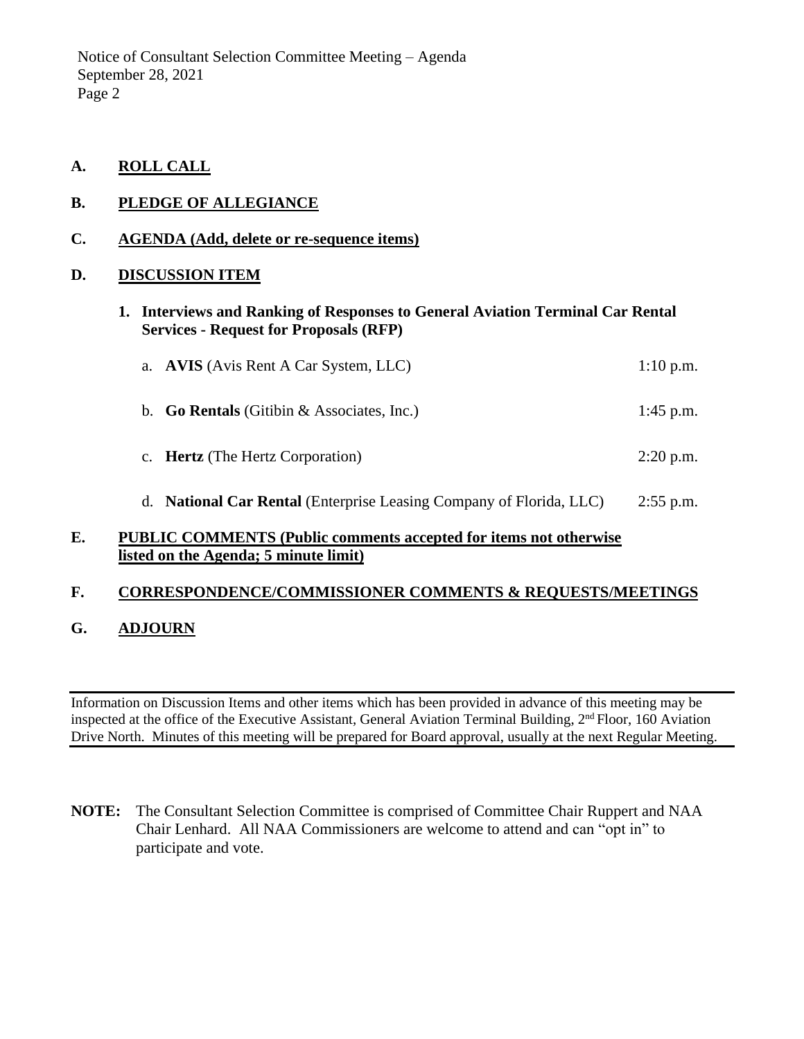## A. ROLL CALL

## B. PLEDGE OF ALLEGIANCE

## C. AGENDA (Add, delete or re-sequence items)

## D. DISCUSSION ITEM

1. **Interviews and Ranking of Responses to General Aviation Terminal Car Rental Services - Request for Proposals (RFP)**

   a. **AVIS** (Avis Rent A Car System, LLC) — 1:10 p.m.

   b. **Go Rentals** (Gitibin & Associates, Inc.) — 1:45 p.m.

   c. **Hertz** (The Hertz Corporation) — 2:20 p.m.

   d. **National Car Rental** (Enterprise Leasing Company of Florida, LLC) — 2:55 p.m.

## E. PUBLIC COMMENTS (Public comments accepted for items not otherwise listed on the Agenda; 5 minute limit)

## F. CORRESPONDENCE/COMMISSIONER COMMENTS & REQUESTS/MEETINGS

## G. ADJOURN

---

Information on Discussion Items and other items which has been provided in advance of this meeting may be inspected at the office of the Executive Assistant, General Aviation Terminal Building, 2nd Floor, 160 Aviation Drive North. Minutes of this meeting will be prepared for Board approval, usually at the next Regular Meeting.

---

**NOTE:** The Consultant Selection Committee is comprised of Committee Chair Ruppert and NAA Chair Lenhard. All NAA Commissioners are welcome to attend and can "opt in" to participate and vote.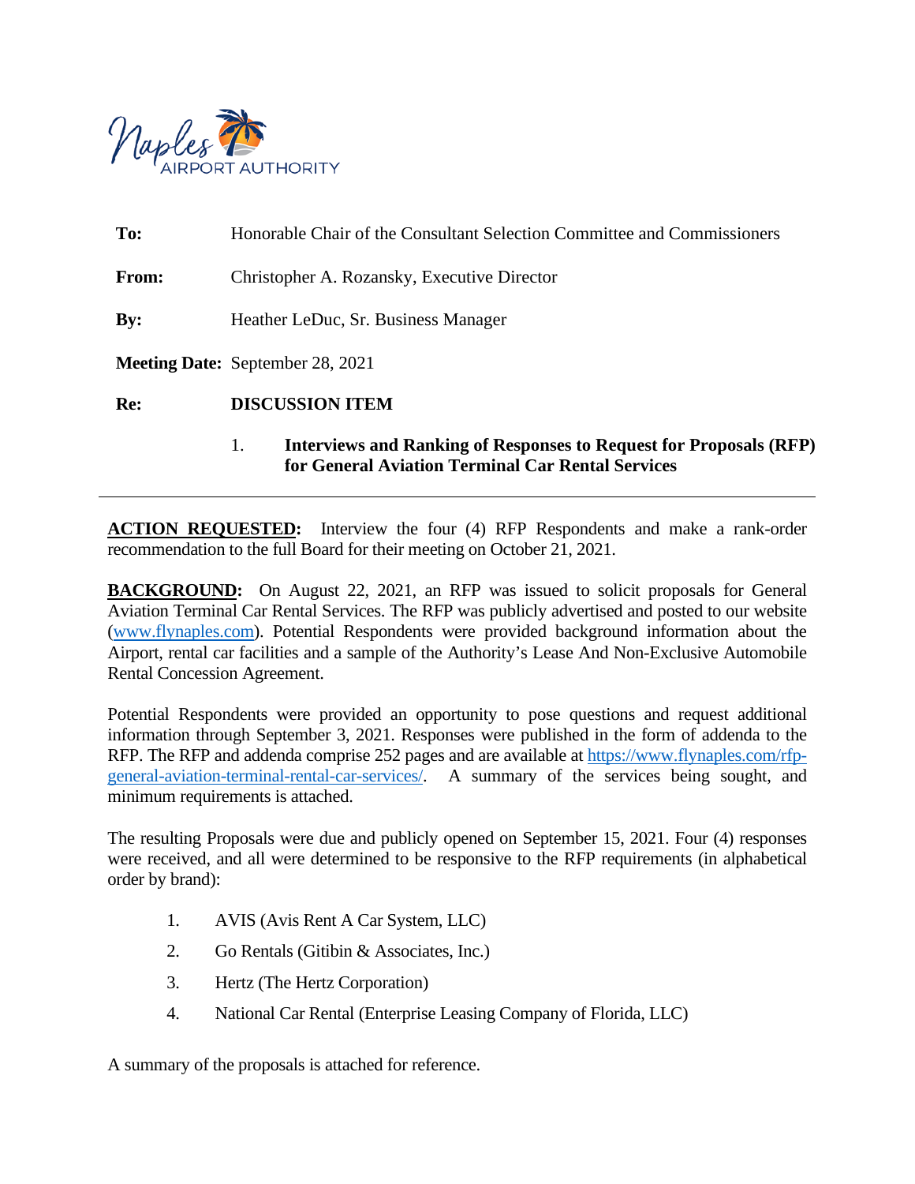| | |
|---|---|
| **To:** | Honorable Chair of the Consultant Selection Committee and Commissioners |
| **From:** | Christopher A. Rozansky, Executive Director |
| **By:** | Heather LeDuc, Sr. Business Manager |
| **Meeting Date:** | September 28, 2021 |
| **Re:** | **DISCUSSION ITEM** |

1. **Interviews and Ranking of Responses to Request for Proposals (RFP) for General Aviation Terminal Car Rental Services**

---

**ACTION REQUESTED:** Interview the four (4) RFP Respondents and make a rank-order recommendation to the full Board for their meeting on October 21, 2021.

**BACKGROUND:** On August 22, 2021, an RFP was issued to solicit proposals for General Aviation Terminal Car Rental Services. The RFP was publicly advertised and posted to our website (www.flynaples.com). Potential Respondents were provided background information about the Airport, rental car facilities and a sample of the Authority's Lease And Non-Exclusive Automobile Rental Concession Agreement.

Potential Respondents were provided an opportunity to pose questions and request additional information through September 3, 2021. Responses were published in the form of addenda to the RFP. The RFP and addenda comprise 252 pages and are available at https://www.flynaples.com/rfp-general-aviation-terminal-rental-car-services/. A summary of the services being sought, and minimum requirements is attached.

The resulting Proposals were due and publicly opened on September 15, 2021. Four (4) responses were received, and all were determined to be responsive to the RFP requirements (in alphabetical order by brand):

1. AVIS (Avis Rent A Car System, LLC)
2. Go Rentals (Gitibin & Associates, Inc.)
3. Hertz (The Hertz Corporation)
4. National Car Rental (Enterprise Leasing Company of Florida, LLC)

A summary of the proposals is attached for reference.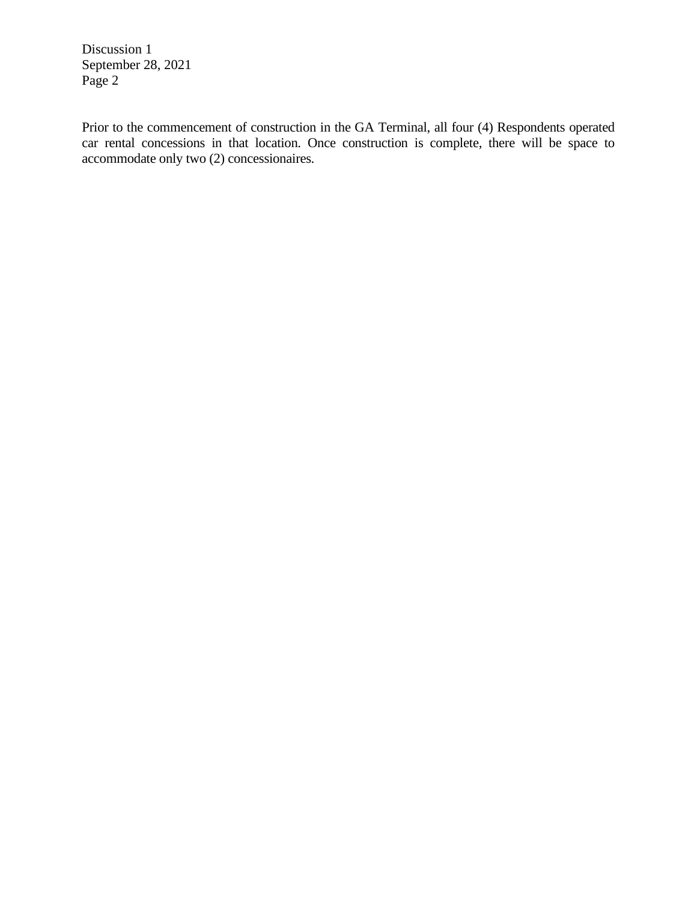Prior to the commencement of construction in the GA Terminal, all four (4) Respondents operated car rental concessions in that location. Once construction is complete, there will be space to accommodate only two (2) concessionaires.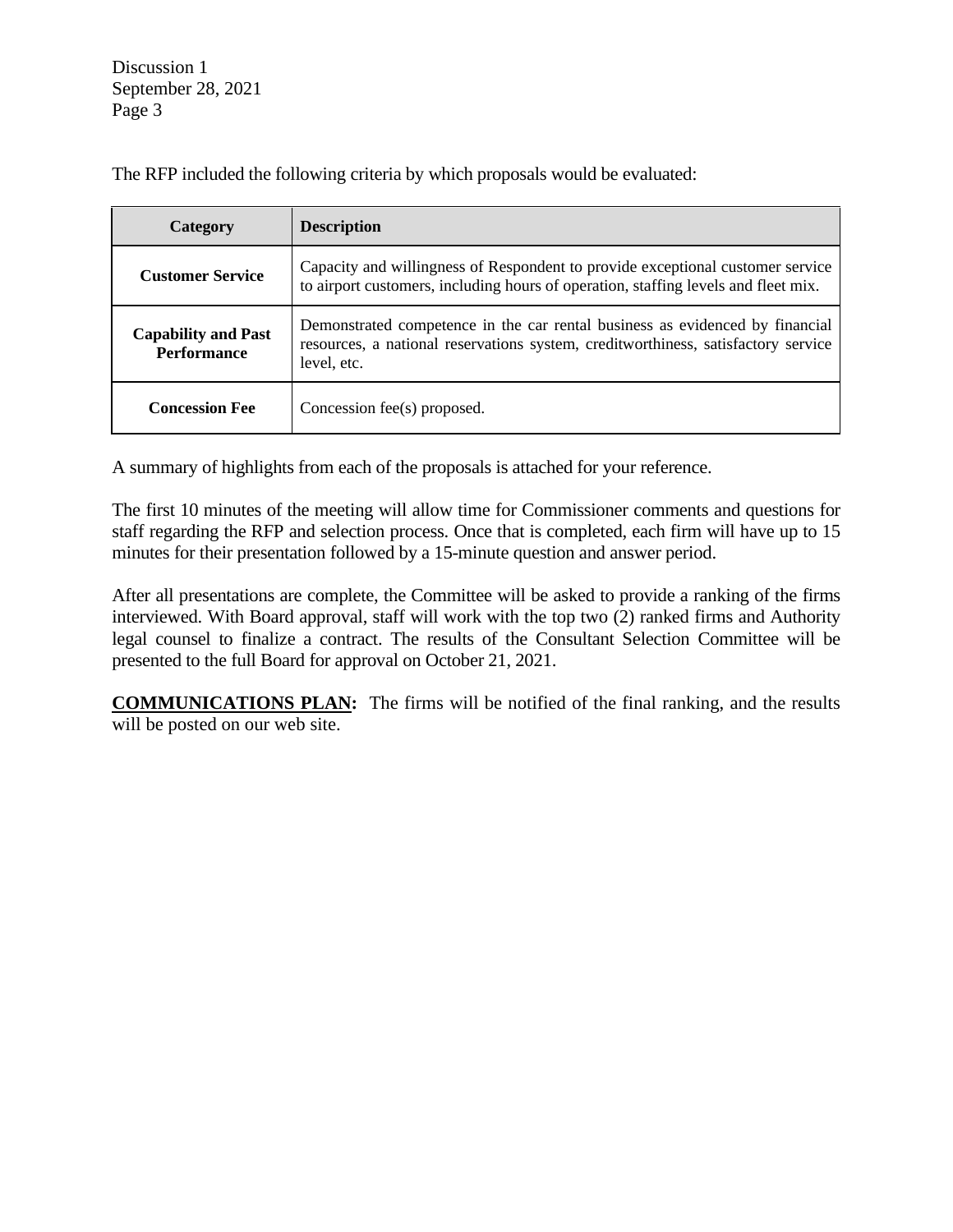The RFP included the following criteria by which proposals would be evaluated:

| Category | Description |
|---|---|
| **Customer Service** | Capacity and willingness of Respondent to provide exceptional customer service to airport customers, including hours of operation, staffing levels and fleet mix. |
| **Capability and Past Performance** | Demonstrated competence in the car rental business as evidenced by financial resources, a national reservations system, creditworthiness, satisfactory service level, etc. |
| **Concession Fee** | Concession fee(s) proposed. |

A summary of highlights from each of the proposals is attached for your reference.

The first 10 minutes of the meeting will allow time for Commissioner comments and questions for staff regarding the RFP and selection process. Once that is completed, each firm will have up to 15 minutes for their presentation followed by a 15-minute question and answer period.

After all presentations are complete, the Committee will be asked to provide a ranking of the firms interviewed. With Board approval, staff will work with the top two (2) ranked firms and Authority legal counsel to finalize a contract. The results of the Consultant Selection Committee will be presented to the full Board for approval on October 21, 2021.

**COMMUNICATIONS PLAN:** The firms will be notified of the final ranking, and the results will be posted on our web site.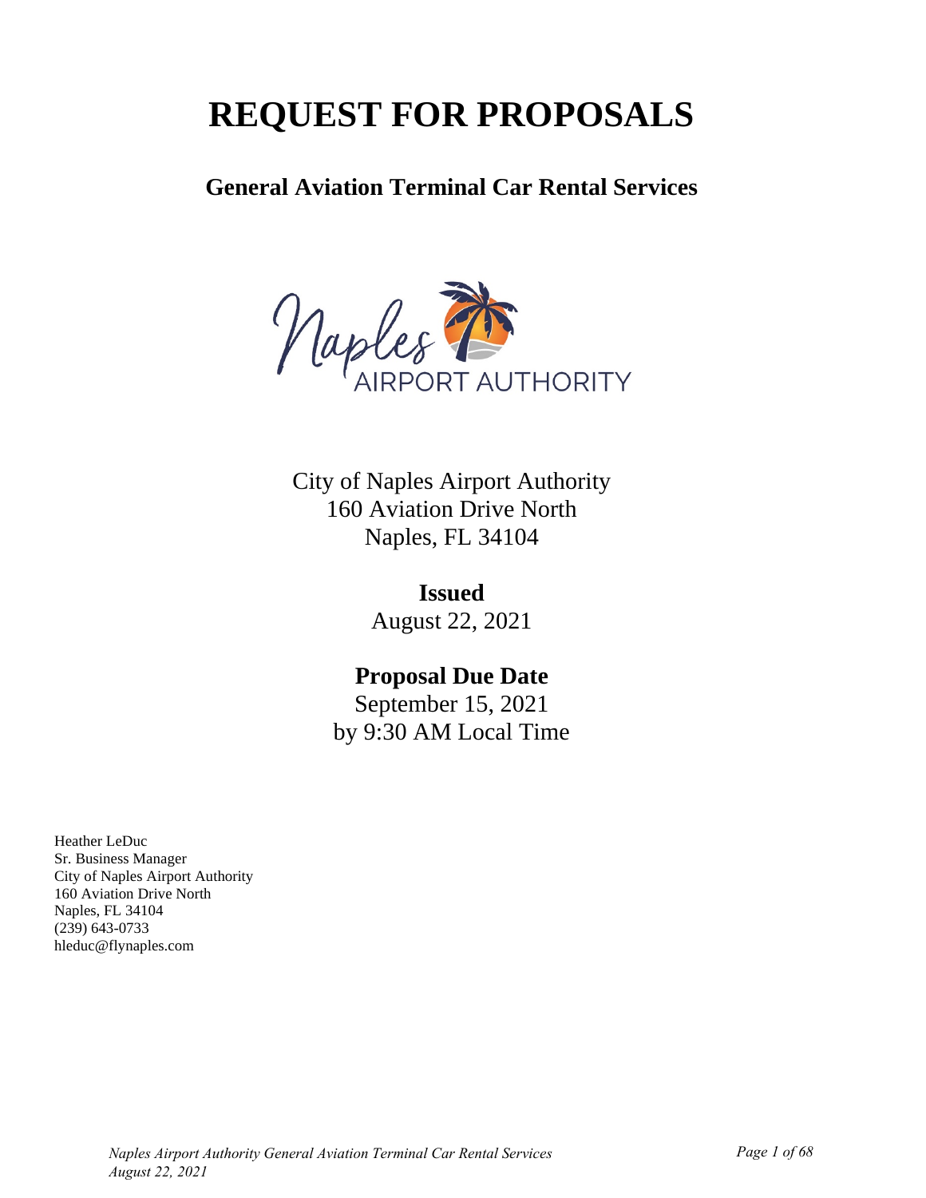# REQUEST FOR PROPOSALS

**General Aviation Terminal Car Rental Services**

City of Naples Airport Authority
160 Aviation Drive North
Naples, FL 34104

**Issued**
August 22, 2021

**Proposal Due Date**
September 15, 2021
by 9:30 AM Local Time

Heather LeDuc
Sr. Business Manager
City of Naples Airport Authority
160 Aviation Drive North
Naples, FL 34104
(239) 643-0733
hleduc@flynaples.com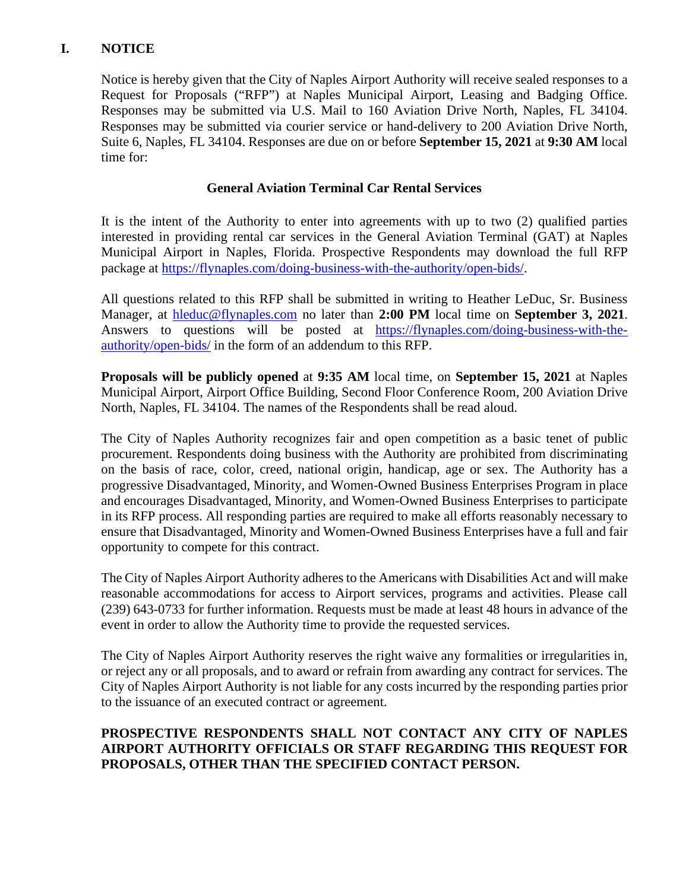## I. NOTICE

Notice is hereby given that the City of Naples Airport Authority will receive sealed responses to a Request for Proposals ("RFP") at Naples Municipal Airport, Leasing and Badging Office. Responses may be submitted via U.S. Mail to 160 Aviation Drive North, Naples, FL 34104. Responses may be submitted via courier service or hand-delivery to 200 Aviation Drive North, Suite 6, Naples, FL 34104. Responses are due on or before **September 15, 2021** at **9:30 AM** local time for:

**General Aviation Terminal Car Rental Services**

It is the intent of the Authority to enter into agreements with up to two (2) qualified parties interested in providing rental car services in the General Aviation Terminal (GAT) at Naples Municipal Airport in Naples, Florida. Prospective Respondents may download the full RFP package at https://flynaples.com/doing-business-with-the-authority/open-bids/.

All questions related to this RFP shall be submitted in writing to Heather LeDuc, Sr. Business Manager, at hleduc@flynaples.com no later than **2:00 PM** local time on **September 3, 2021**. Answers to questions will be posted at https://flynaples.com/doing-business-with-the-authority/open-bids/ in the form of an addendum to this RFP.

**Proposals will be publicly opened** at **9:35 AM** local time, on **September 15, 2021** at Naples Municipal Airport, Airport Office Building, Second Floor Conference Room, 200 Aviation Drive North, Naples, FL 34104. The names of the Respondents shall be read aloud.

The City of Naples Authority recognizes fair and open competition as a basic tenet of public procurement. Respondents doing business with the Authority are prohibited from discriminating on the basis of race, color, creed, national origin, handicap, age or sex. The Authority has a progressive Disadvantaged, Minority, and Women-Owned Business Enterprises Program in place and encourages Disadvantaged, Minority, and Women-Owned Business Enterprises to participate in its RFP process. All responding parties are required to make all efforts reasonably necessary to ensure that Disadvantaged, Minority and Women-Owned Business Enterprises have a full and fair opportunity to compete for this contract.

The City of Naples Airport Authority adheres to the Americans with Disabilities Act and will make reasonable accommodations for access to Airport services, programs and activities. Please call (239) 643-0733 for further information. Requests must be made at least 48 hours in advance of the event in order to allow the Authority time to provide the requested services.

The City of Naples Airport Authority reserves the right waive any formalities or irregularities in, or reject any or all proposals, and to award or refrain from awarding any contract for services. The City of Naples Airport Authority is not liable for any costs incurred by the responding parties prior to the issuance of an executed contract or agreement.

**PROSPECTIVE RESPONDENTS SHALL NOT CONTACT ANY CITY OF NAPLES AIRPORT AUTHORITY OFFICIALS OR STAFF REGARDING THIS REQUEST FOR PROPOSALS, OTHER THAN THE SPECIFIED CONTACT PERSON.**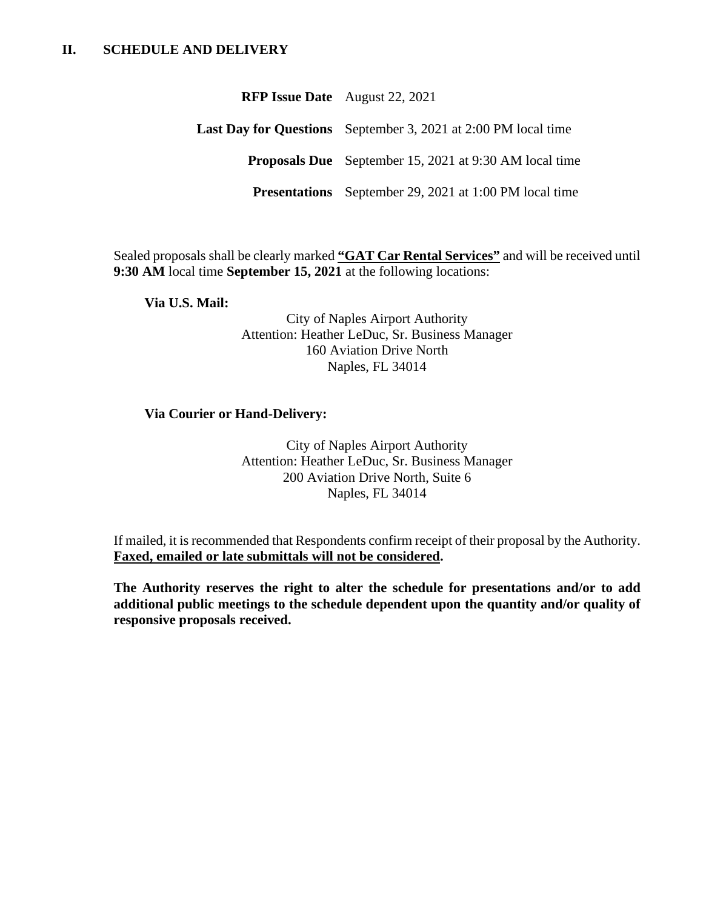## II. SCHEDULE AND DELIVERY

| | |
|---|---|
| **RFP Issue Date** | August 22, 2021 |
| **Last Day for Questions** | September 3, 2021 at 2:00 PM local time |
| **Proposals Due** | September 15, 2021 at 9:30 AM local time |
| **Presentations** | September 29, 2021 at 1:00 PM local time |

Sealed proposals shall be clearly marked **"GAT Car Rental Services"** and will be received until **9:30 AM** local time **September 15, 2021** at the following locations:

**Via U.S. Mail:**

City of Naples Airport Authority
Attention: Heather LeDuc, Sr. Business Manager
160 Aviation Drive North
Naples, FL 34014

**Via Courier or Hand-Delivery:**

City of Naples Airport Authority
Attention: Heather LeDuc, Sr. Business Manager
200 Aviation Drive North, Suite 6
Naples, FL 34014

If mailed, it is recommended that Respondents confirm receipt of their proposal by the Authority. **Faxed, emailed or late submittals will not be considered.**

**The Authority reserves the right to alter the schedule for presentations and/or to add additional public meetings to the schedule dependent upon the quantity and/or quality of responsive proposals received.**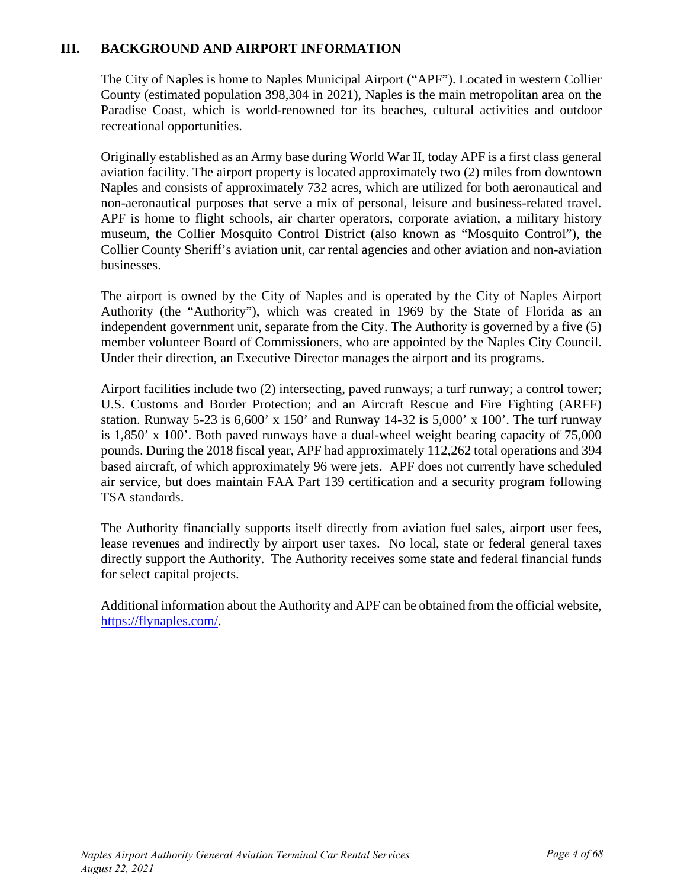## III. BACKGROUND AND AIRPORT INFORMATION

The City of Naples is home to Naples Municipal Airport ("APF"). Located in western Collier County (estimated population 398,304 in 2021), Naples is the main metropolitan area on the Paradise Coast, which is world-renowned for its beaches, cultural activities and outdoor recreational opportunities.

Originally established as an Army base during World War II, today APF is a first class general aviation facility. The airport property is located approximately two (2) miles from downtown Naples and consists of approximately 732 acres, which are utilized for both aeronautical and non-aeronautical purposes that serve a mix of personal, leisure and business-related travel. APF is home to flight schools, air charter operators, corporate aviation, a military history museum, the Collier Mosquito Control District (also known as "Mosquito Control"), the Collier County Sheriff's aviation unit, car rental agencies and other aviation and non-aviation businesses.

The airport is owned by the City of Naples and is operated by the City of Naples Airport Authority (the "Authority"), which was created in 1969 by the State of Florida as an independent government unit, separate from the City. The Authority is governed by a five (5) member volunteer Board of Commissioners, who are appointed by the Naples City Council. Under their direction, an Executive Director manages the airport and its programs.

Airport facilities include two (2) intersecting, paved runways; a turf runway; a control tower; U.S. Customs and Border Protection; and an Aircraft Rescue and Fire Fighting (ARFF) station. Runway 5-23 is 6,600' x 150' and Runway 14-32 is 5,000' x 100'. The turf runway is 1,850' x 100'. Both paved runways have a dual-wheel weight bearing capacity of 75,000 pounds. During the 2018 fiscal year, APF had approximately 112,262 total operations and 394 based aircraft, of which approximately 96 were jets. APF does not currently have scheduled air service, but does maintain FAA Part 139 certification and a security program following TSA standards.

The Authority financially supports itself directly from aviation fuel sales, airport user fees, lease revenues and indirectly by airport user taxes. No local, state or federal general taxes directly support the Authority. The Authority receives some state and federal financial funds for select capital projects.

Additional information about the Authority and APF can be obtained from the official website, [https://flynaples.com/](https://flynaples.com/).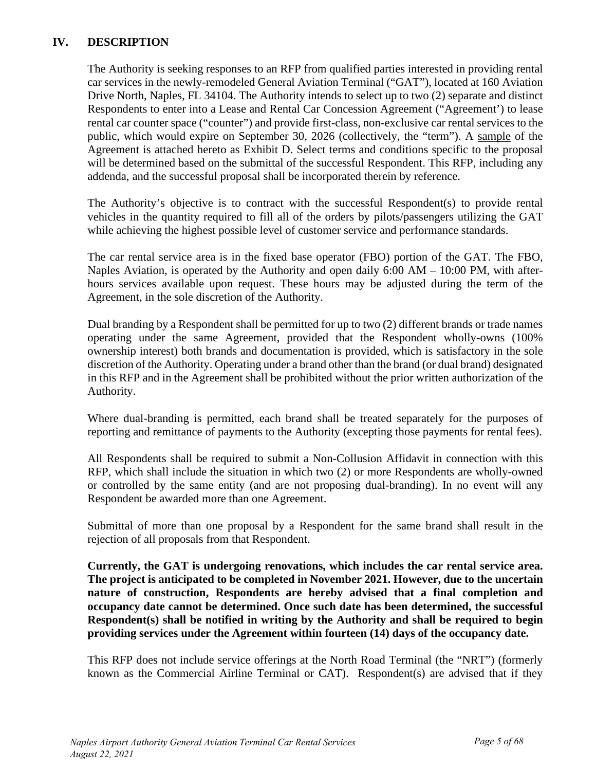## IV. DESCRIPTION

The Authority is seeking responses to an RFP from qualified parties interested in providing rental car services in the newly-remodeled General Aviation Terminal ("GAT"), located at 160 Aviation Drive North, Naples, FL 34104. The Authority intends to select up to two (2) separate and distinct Respondents to enter into a Lease and Rental Car Concession Agreement ("Agreement') to lease rental car counter space ("counter") and provide first-class, non-exclusive car rental services to the public, which would expire on September 30, 2026 (collectively, the "term"). A sample of the Agreement is attached hereto as Exhibit D. Select terms and conditions specific to the proposal will be determined based on the submittal of the successful Respondent. This RFP, including any addenda, and the successful proposal shall be incorporated therein by reference.

The Authority's objective is to contract with the successful Respondent(s) to provide rental vehicles in the quantity required to fill all of the orders by pilots/passengers utilizing the GAT while achieving the highest possible level of customer service and performance standards.

The car rental service area is in the fixed base operator (FBO) portion of the GAT. The FBO, Naples Aviation, is operated by the Authority and open daily 6:00 AM – 10:00 PM, with after-hours services available upon request. These hours may be adjusted during the term of the Agreement, in the sole discretion of the Authority.

Dual branding by a Respondent shall be permitted for up to two (2) different brands or trade names operating under the same Agreement, provided that the Respondent wholly-owns (100% ownership interest) both brands and documentation is provided, which is satisfactory in the sole discretion of the Authority. Operating under a brand other than the brand (or dual brand) designated in this RFP and in the Agreement shall be prohibited without the prior written authorization of the Authority.

Where dual-branding is permitted, each brand shall be treated separately for the purposes of reporting and remittance of payments to the Authority (excepting those payments for rental fees).

All Respondents shall be required to submit a Non-Collusion Affidavit in connection with this RFP, which shall include the situation in which two (2) or more Respondents are wholly-owned or controlled by the same entity (and are not proposing dual-branding). In no event will any Respondent be awarded more than one Agreement.

Submittal of more than one proposal by a Respondent for the same brand shall result in the rejection of all proposals from that Respondent.

**Currently, the GAT is undergoing renovations, which includes the car rental service area. The project is anticipated to be completed in November 2021. However, due to the uncertain nature of construction, Respondents are hereby advised that a final completion and occupancy date cannot be determined. Once such date has been determined, the successful Respondent(s) shall be notified in writing by the Authority and shall be required to begin providing services under the Agreement within fourteen (14) days of the occupancy date.**

This RFP does not include service offerings at the North Road Terminal (the "NRT") (formerly known as the Commercial Airline Terminal or CAT). Respondent(s) are advised that if they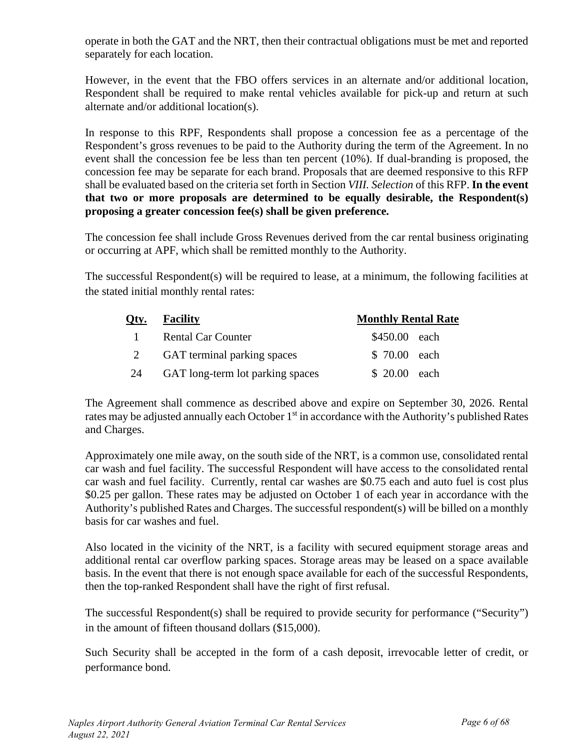operate in both the GAT and the NRT, then their contractual obligations must be met and reported separately for each location.

However, in the event that the FBO offers services in an alternate and/or additional location, Respondent shall be required to make rental vehicles available for pick-up and return at such alternate and/or additional location(s).

In response to this RPF, Respondents shall propose a concession fee as a percentage of the Respondent's gross revenues to be paid to the Authority during the term of the Agreement. In no event shall the concession fee be less than ten percent (10%). If dual-branding is proposed, the concession fee may be separate for each brand. Proposals that are deemed responsive to this RFP shall be evaluated based on the criteria set forth in Section *VIII. Selection* of this RFP. **In the event that two or more proposals are determined to be equally desirable, the Respondent(s) proposing a greater concession fee(s) shall be given preference.**

The concession fee shall include Gross Revenues derived from the car rental business originating or occurring at APF, which shall be remitted monthly to the Authority.

The successful Respondent(s) will be required to lease, at a minimum, the following facilities at the stated initial monthly rental rates:

| Qty. | Facility | Monthly Rental Rate |
|---|---|---|
| 1 | Rental Car Counter | $450.00 each |
| 2 | GAT terminal parking spaces | $ 70.00 each |
| 24 | GAT long-term lot parking spaces | $ 20.00 each |

The Agreement shall commence as described above and expire on September 30, 2026. Rental rates may be adjusted annually each October 1st in accordance with the Authority's published Rates and Charges.

Approximately one mile away, on the south side of the NRT, is a common use, consolidated rental car wash and fuel facility. The successful Respondent will have access to the consolidated rental car wash and fuel facility. Currently, rental car washes are $0.75 each and auto fuel is cost plus $0.25 per gallon. These rates may be adjusted on October 1 of each year in accordance with the Authority's published Rates and Charges. The successful respondent(s) will be billed on a monthly basis for car washes and fuel.

Also located in the vicinity of the NRT, is a facility with secured equipment storage areas and additional rental car overflow parking spaces. Storage areas may be leased on a space available basis. In the event that there is not enough space available for each of the successful Respondents, then the top-ranked Respondent shall have the right of first refusal.

The successful Respondent(s) shall be required to provide security for performance ("Security") in the amount of fifteen thousand dollars ($15,000).

Such Security shall be accepted in the form of a cash deposit, irrevocable letter of credit, or performance bond.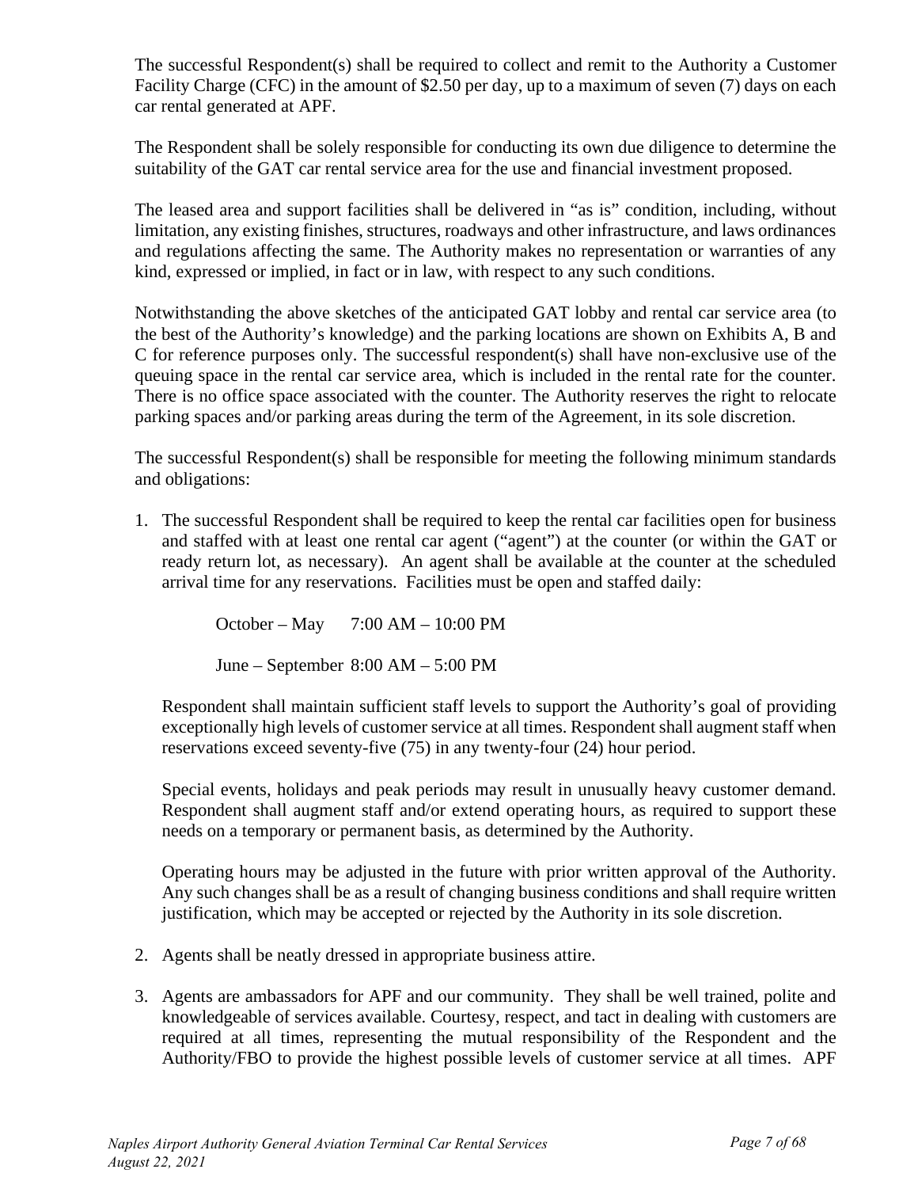The successful Respondent(s) shall be required to collect and remit to the Authority a Customer Facility Charge (CFC) in the amount of $2.50 per day, up to a maximum of seven (7) days on each car rental generated at APF.

The Respondent shall be solely responsible for conducting its own due diligence to determine the suitability of the GAT car rental service area for the use and financial investment proposed.

The leased area and support facilities shall be delivered in "as is" condition, including, without limitation, any existing finishes, structures, roadways and other infrastructure, and laws ordinances and regulations affecting the same. The Authority makes no representation or warranties of any kind, expressed or implied, in fact or in law, with respect to any such conditions.

Notwithstanding the above sketches of the anticipated GAT lobby and rental car service area (to the best of the Authority's knowledge) and the parking locations are shown on Exhibits A, B and C for reference purposes only. The successful respondent(s) shall have non-exclusive use of the queuing space in the rental car service area, which is included in the rental rate for the counter. There is no office space associated with the counter. The Authority reserves the right to relocate parking spaces and/or parking areas during the term of the Agreement, in its sole discretion.

The successful Respondent(s) shall be responsible for meeting the following minimum standards and obligations:

1. The successful Respondent shall be required to keep the rental car facilities open for business and staffed with at least one rental car agent ("agent") at the counter (or within the GAT or ready return lot, as necessary). An agent shall be available at the counter at the scheduled arrival time for any reservations. Facilities must be open and staffed daily:

   October – May 7:00 AM – 10:00 PM

   June – September 8:00 AM – 5:00 PM

   Respondent shall maintain sufficient staff levels to support the Authority's goal of providing exceptionally high levels of customer service at all times. Respondent shall augment staff when reservations exceed seventy-five (75) in any twenty-four (24) hour period.

   Special events, holidays and peak periods may result in unusually heavy customer demand. Respondent shall augment staff and/or extend operating hours, as required to support these needs on a temporary or permanent basis, as determined by the Authority.

   Operating hours may be adjusted in the future with prior written approval of the Authority. Any such changes shall be as a result of changing business conditions and shall require written justification, which may be accepted or rejected by the Authority in its sole discretion.

2. Agents shall be neatly dressed in appropriate business attire.

3. Agents are ambassadors for APF and our community. They shall be well trained, polite and knowledgeable of services available. Courtesy, respect, and tact in dealing with customers are required at all times, representing the mutual responsibility of the Respondent and the Authority/FBO to provide the highest possible levels of customer service at all times. APF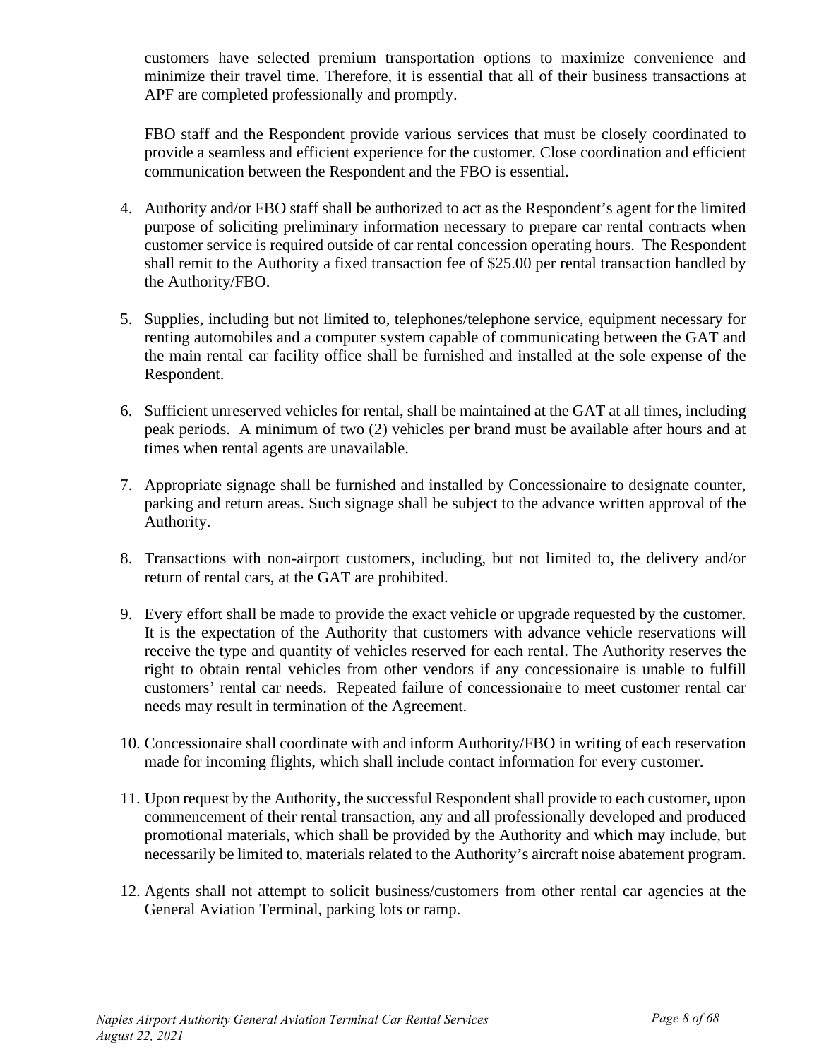customers have selected premium transportation options to maximize convenience and minimize their travel time. Therefore, it is essential that all of their business transactions at APF are completed professionally and promptly.

FBO staff and the Respondent provide various services that must be closely coordinated to provide a seamless and efficient experience for the customer. Close coordination and efficient communication between the Respondent and the FBO is essential.

4. Authority and/or FBO staff shall be authorized to act as the Respondent's agent for the limited purpose of soliciting preliminary information necessary to prepare car rental contracts when customer service is required outside of car rental concession operating hours. The Respondent shall remit to the Authority a fixed transaction fee of $25.00 per rental transaction handled by the Authority/FBO.

5. Supplies, including but not limited to, telephones/telephone service, equipment necessary for renting automobiles and a computer system capable of communicating between the GAT and the main rental car facility office shall be furnished and installed at the sole expense of the Respondent.

6. Sufficient unreserved vehicles for rental, shall be maintained at the GAT at all times, including peak periods. A minimum of two (2) vehicles per brand must be available after hours and at times when rental agents are unavailable.

7. Appropriate signage shall be furnished and installed by Concessionaire to designate counter, parking and return areas. Such signage shall be subject to the advance written approval of the Authority.

8. Transactions with non-airport customers, including, but not limited to, the delivery and/or return of rental cars, at the GAT are prohibited.

9. Every effort shall be made to provide the exact vehicle or upgrade requested by the customer. It is the expectation of the Authority that customers with advance vehicle reservations will receive the type and quantity of vehicles reserved for each rental. The Authority reserves the right to obtain rental vehicles from other vendors if any concessionaire is unable to fulfill customers' rental car needs. Repeated failure of concessionaire to meet customer rental car needs may result in termination of the Agreement.

10. Concessionaire shall coordinate with and inform Authority/FBO in writing of each reservation made for incoming flights, which shall include contact information for every customer.

11. Upon request by the Authority, the successful Respondent shall provide to each customer, upon commencement of their rental transaction, any and all professionally developed and produced promotional materials, which shall be provided by the Authority and which may include, but necessarily be limited to, materials related to the Authority's aircraft noise abatement program.

12. Agents shall not attempt to solicit business/customers from other rental car agencies at the General Aviation Terminal, parking lots or ramp.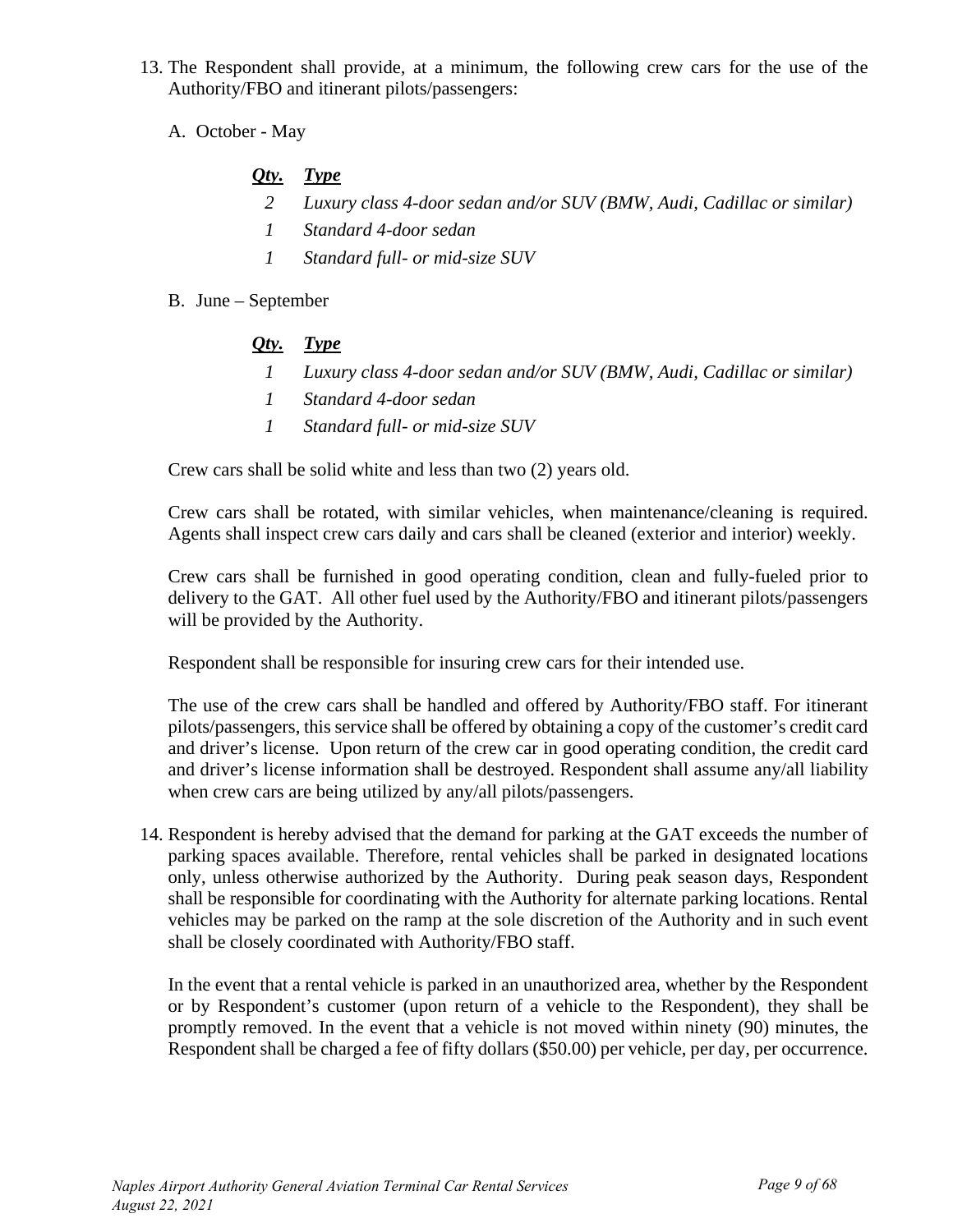13. The Respondent shall provide, at a minimum, the following crew cars for the use of the Authority/FBO and itinerant pilots/passengers:

    A. October - May

    | ***Qty.*** | ***Type*** |
    |---|---|
    | *2* | *Luxury class 4-door sedan and/or SUV (BMW, Audi, Cadillac or similar)* |
    | *1* | *Standard 4-door sedan* |
    | *1* | *Standard full- or mid-size SUV* |

    B. June – September

    | ***Qty.*** | ***Type*** |
    |---|---|
    | *1* | *Luxury class 4-door sedan and/or SUV (BMW, Audi, Cadillac or similar)* |
    | *1* | *Standard 4-door sedan* |
    | *1* | *Standard full- or mid-size SUV* |

    Crew cars shall be solid white and less than two (2) years old.

    Crew cars shall be rotated, with similar vehicles, when maintenance/cleaning is required. Agents shall inspect crew cars daily and cars shall be cleaned (exterior and interior) weekly.

    Crew cars shall be furnished in good operating condition, clean and fully-fueled prior to delivery to the GAT. All other fuel used by the Authority/FBO and itinerant pilots/passengers will be provided by the Authority.

    Respondent shall be responsible for insuring crew cars for their intended use.

    The use of the crew cars shall be handled and offered by Authority/FBO staff. For itinerant pilots/passengers, this service shall be offered by obtaining a copy of the customer's credit card and driver's license. Upon return of the crew car in good operating condition, the credit card and driver's license information shall be destroyed. Respondent shall assume any/all liability when crew cars are being utilized by any/all pilots/passengers.

14. Respondent is hereby advised that the demand for parking at the GAT exceeds the number of parking spaces available. Therefore, rental vehicles shall be parked in designated locations only, unless otherwise authorized by the Authority. During peak season days, Respondent shall be responsible for coordinating with the Authority for alternate parking locations. Rental vehicles may be parked on the ramp at the sole discretion of the Authority and in such event shall be closely coordinated with Authority/FBO staff.

    In the event that a rental vehicle is parked in an unauthorized area, whether by the Respondent or by Respondent's customer (upon return of a vehicle to the Respondent), they shall be promptly removed. In the event that a vehicle is not moved within ninety (90) minutes, the Respondent shall be charged a fee of fifty dollars ($50.00) per vehicle, per day, per occurrence.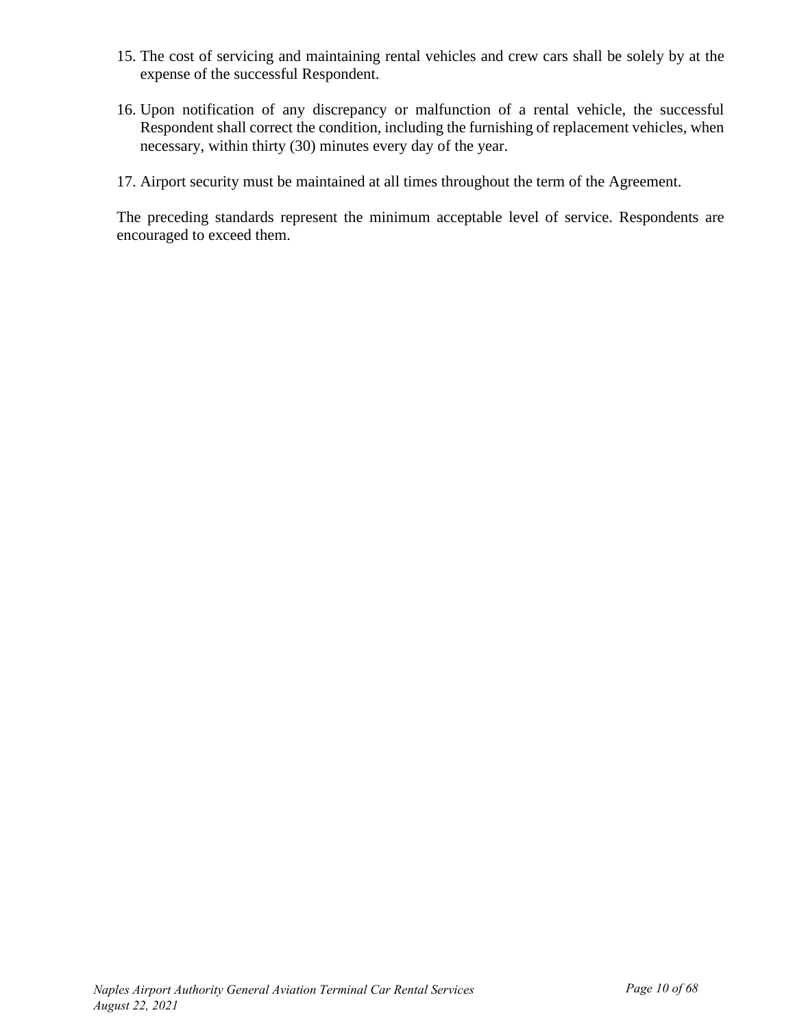15. The cost of servicing and maintaining rental vehicles and crew cars shall be solely by at the expense of the successful Respondent.

16. Upon notification of any discrepancy or malfunction of a rental vehicle, the successful Respondent shall correct the condition, including the furnishing of replacement vehicles, when necessary, within thirty (30) minutes every day of the year.

17. Airport security must be maintained at all times throughout the term of the Agreement.

The preceding standards represent the minimum acceptable level of service. Respondents are encouraged to exceed them.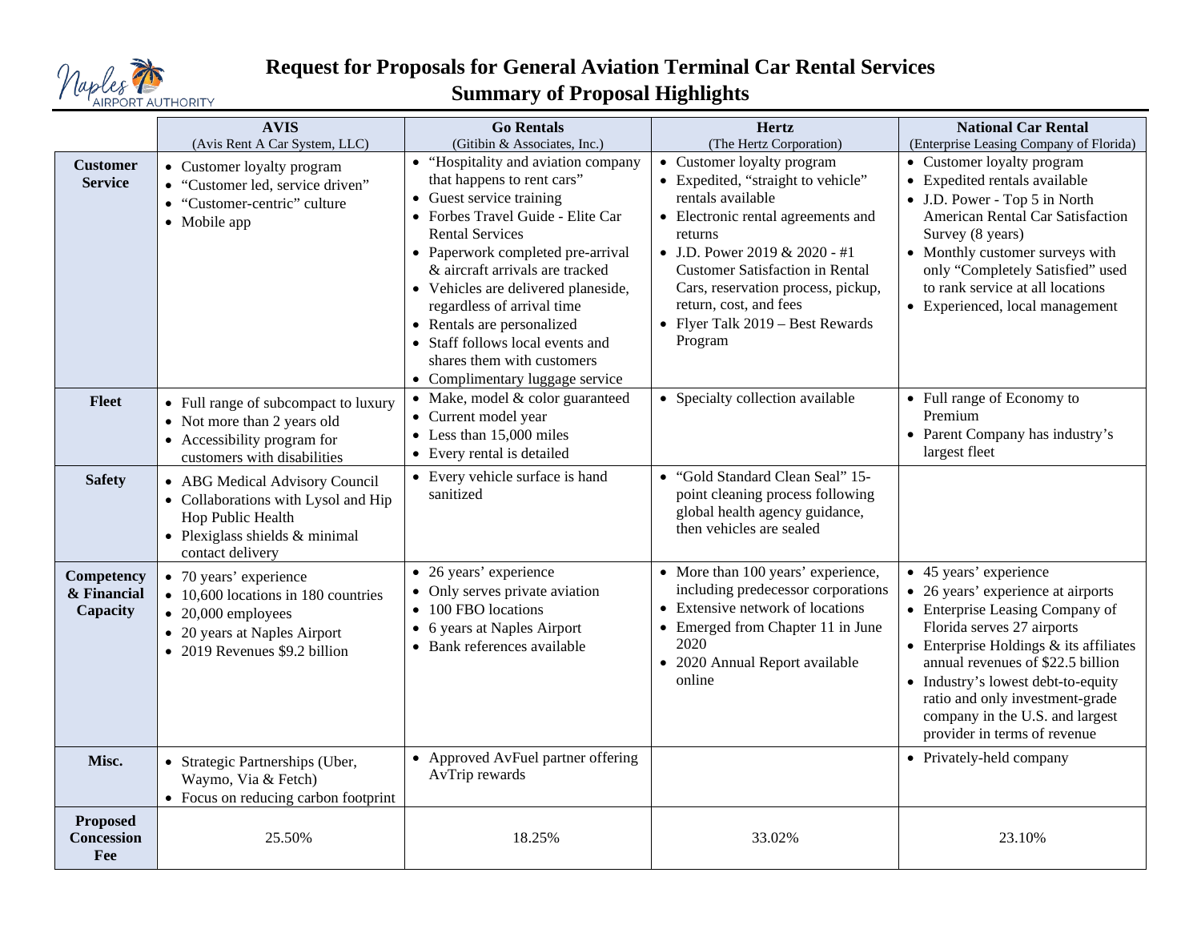# Request for Proposals for General Aviation Terminal Car Rental Services
## Summary of Proposal Highlights

| | **AVIS** (Avis Rent A Car System, LLC) | **Go Rentals** (Gitibin & Associates, Inc.) | **Hertz** (The Hertz Corporation) | **National Car Rental** (Enterprise Leasing Company of Florida) |
|---|---|---|---|---|
| **Customer Service** | • Customer loyalty program<br>• "Customer led, service driven"<br>• "Customer-centric" culture<br>• Mobile app | • "Hospitality and aviation company that happens to rent cars"<br>• Guest service training<br>• Forbes Travel Guide - Elite Car Rental Services<br>• Paperwork completed pre-arrival & aircraft arrivals are tracked<br>• Vehicles are delivered planeside, regardless of arrival time<br>• Rentals are personalized<br>• Staff follows local events and shares them with customers<br>• Complimentary luggage service | • Customer loyalty program<br>• Expedited, "straight to vehicle" rentals available<br>• Electronic rental agreements and returns<br>• J.D. Power 2019 & 2020 - #1 Customer Satisfaction in Rental Cars, reservation process, pickup, return, cost, and fees<br>• Flyer Talk 2019 – Best Rewards Program | • Customer loyalty program<br>• Expedited rentals available<br>• J.D. Power - Top 5 in North American Rental Car Satisfaction Survey (8 years)<br>• Monthly customer surveys with only "Completely Satisfied" used to rank service at all locations<br>• Experienced, local management |
| **Fleet** | • Full range of subcompact to luxury<br>• Not more than 2 years old<br>• Accessibility program for customers with disabilities | • Make, model & color guaranteed<br>• Current model year<br>• Less than 15,000 miles<br>• Every rental is detailed | • Specialty collection available | • Full range of Economy to Premium<br>• Parent Company has industry's largest fleet |
| **Safety** | • ABG Medical Advisory Council<br>• Collaborations with Lysol and Hip Hop Public Health<br>• Plexiglass shields & minimal contact delivery | • Every vehicle surface is hand sanitized | • "Gold Standard Clean Seal" 15-point cleaning process following global health agency guidance, then vehicles are sealed | |
| **Competency & Financial Capacity** | • 70 years' experience<br>• 10,600 locations in 180 countries<br>• 20,000 employees<br>• 20 years at Naples Airport<br>• 2019 Revenues $9.2 billion | • 26 years' experience<br>• Only serves private aviation<br>• 100 FBO locations<br>• 6 years at Naples Airport<br>• Bank references available | • More than 100 years' experience, including predecessor corporations<br>• Extensive network of locations<br>• Emerged from Chapter 11 in June 2020<br>• 2020 Annual Report available online | • 45 years' experience<br>• 26 years' experience at airports<br>• Enterprise Leasing Company of Florida serves 27 airports<br>• Enterprise Holdings & its affiliates annual revenues of $22.5 billion<br>• Industry's lowest debt-to-equity ratio and only investment-grade company in the U.S. and largest provider in terms of revenue |
| **Misc.** | • Strategic Partnerships (Uber, Waymo, Via & Fetch)<br>• Focus on reducing carbon footprint | • Approved AvFuel partner offering AvTrip rewards | | • Privately-held company |
| **Proposed Concession Fee** | 25.50% | 18.25% | 33.02% | 23.10% |